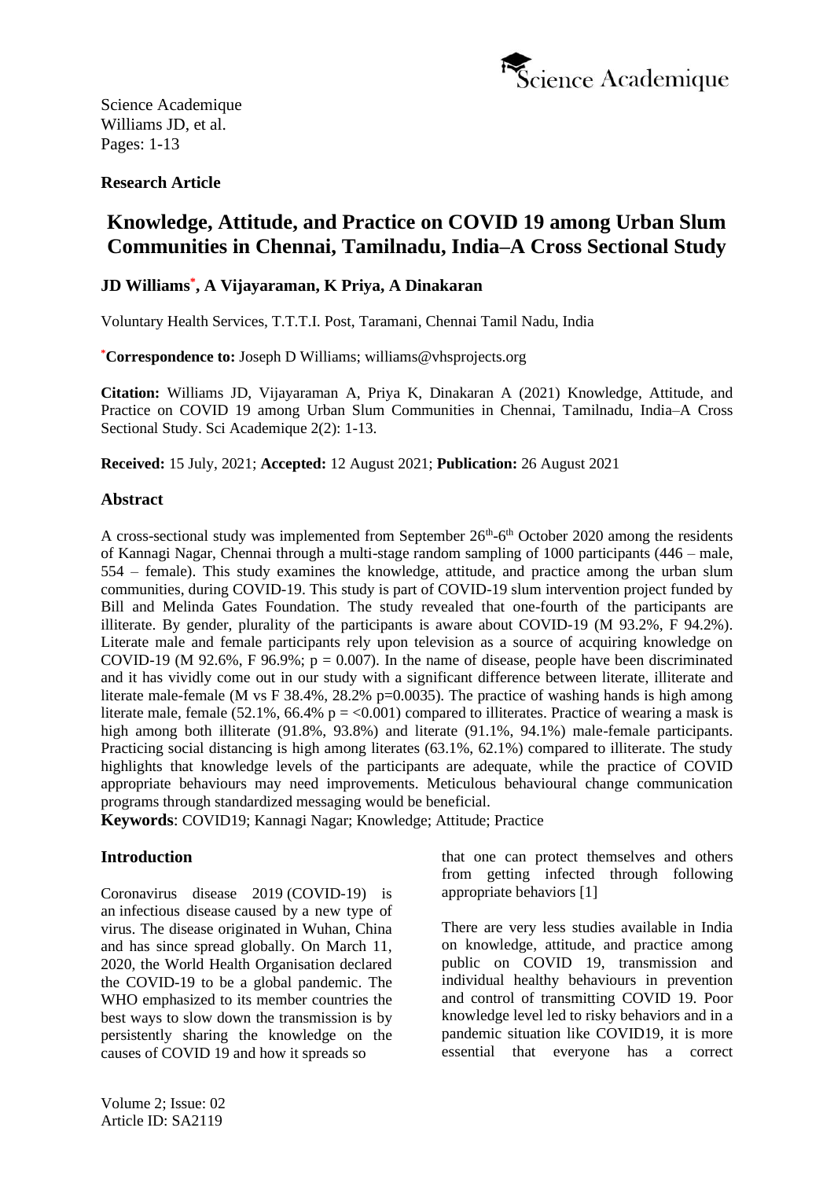Science Academique
Williams JD, et al.
Pages: 1-13

**Research Article**

# Knowledge, Attitude, and Practice on COVID 19 among Urban Slum Communities in Chennai, Tamilnadu, India–A Cross Sectional Study

**JD Williams*, A Vijayaraman, K Priya, A Dinakaran**

Voluntary Health Services, T.T.T.I. Post, Taramani, Chennai Tamil Nadu, India

***Correspondence to:** Joseph D Williams; williams@vhsprojects.org

**Citation:** Williams JD, Vijayaraman A, Priya K, Dinakaran A (2021) Knowledge, Attitude, and Practice on COVID 19 among Urban Slum Communities in Chennai, Tamilnadu, India–A Cross Sectional Study. Sci Academique 2(2): 1-13.

**Received:** 15 July, 2021; **Accepted:** 12 August 2021; **Publication:** 26 August 2021

## Abstract

A cross-sectional study was implemented from September 26th-6th October 2020 among the residents of Kannagi Nagar, Chennai through a multi-stage random sampling of 1000 participants (446 – male, 554 – female). This study examines the knowledge, attitude, and practice among the urban slum communities, during COVID-19. This study is part of COVID-19 slum intervention project funded by Bill and Melinda Gates Foundation. The study revealed that one-fourth of the participants are illiterate. By gender, plurality of the participants is aware about COVID-19 (M 93.2%, F 94.2%). Literate male and female participants rely upon television as a source of acquiring knowledge on COVID-19 (M 92.6%, F 96.9%; p = 0.007). In the name of disease, people have been discriminated and it has vividly come out in our study with a significant difference between literate, illiterate and literate male-female (M vs F 38.4%, 28.2% p=0.0035). The practice of washing hands is high among literate male, female (52.1%, 66.4% p = <0.001) compared to illiterates. Practice of wearing a mask is high among both illiterate (91.8%, 93.8%) and literate (91.1%, 94.1%) male-female participants. Practicing social distancing is high among literates (63.1%, 62.1%) compared to illiterate. The study highlights that knowledge levels of the participants are adequate, while the practice of COVID appropriate behaviours may need improvements. Meticulous behavioural change communication programs through standardized messaging would be beneficial.

**Keywords**: COVID19; Kannagi Nagar; Knowledge; Attitude; Practice

## Introduction

Coronavirus disease 2019 (COVID-19) is an infectious disease caused by a new type of virus. The disease originated in Wuhan, China and has since spread globally. On March 11, 2020, the World Health Organisation declared the COVID-19 to be a global pandemic. The WHO emphasized to its member countries the best ways to slow down the transmission is by persistently sharing the knowledge on the causes of COVID 19 and how it spreads so that one can protect themselves and others from getting infected through following appropriate behaviors [1]

There are very less studies available in India on knowledge, attitude, and practice among public on COVID 19, transmission and individual healthy behaviours in prevention and control of transmitting COVID 19. Poor knowledge level led to risky behaviors and in a pandemic situation like COVID19, it is more essential that everyone has a correct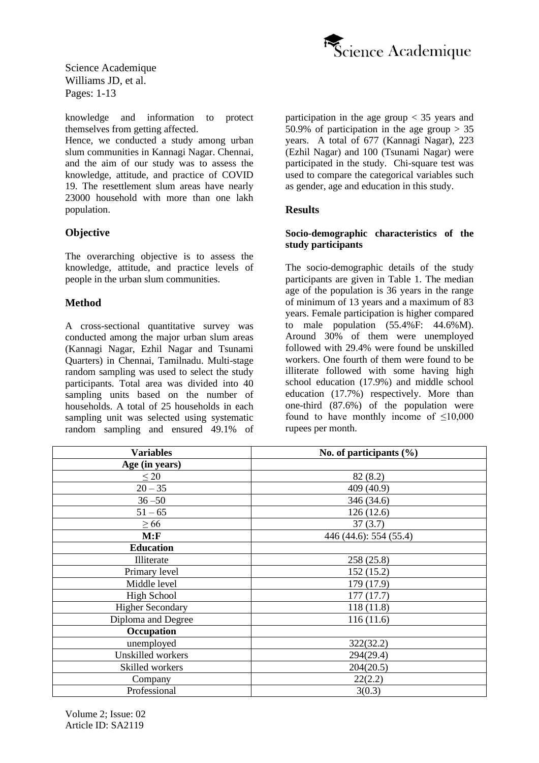knowledge and information to protect themselves from getting affected.

Hence, we conducted a study among urban slum communities in Kannagi Nagar. Chennai, and the aim of our study was to assess the knowledge, attitude, and practice of COVID 19. The resettlement slum areas have nearly 23000 household with more than one lakh population.

## Objective

The overarching objective is to assess the knowledge, attitude, and practice levels of people in the urban slum communities.

## Method

A cross-sectional quantitative survey was conducted among the major urban slum areas (Kannagi Nagar, Ezhil Nagar and Tsunami Quarters) in Chennai, Tamilnadu. Multi-stage random sampling was used to select the study participants. Total area was divided into 40 sampling units based on the number of households. A total of 25 households in each sampling unit was selected using systematic random sampling and ensured 49.1% of participation in the age group < 35 years and 50.9% of participation in the age group > 35 years. A total of 677 (Kannagi Nagar), 223 (Ezhil Nagar) and 100 (Tsunami Nagar) were participated in the study. Chi-square test was used to compare the categorical variables such as gender, age and education in this study.

## Results

### Socio-demographic characteristics of the study participants

The socio-demographic details of the study participants are given in Table 1. The median age of the population is 36 years in the range of minimum of 13 years and a maximum of 83 years. Female participation is higher compared to male population (55.4%F: 44.6%M). Around 30% of them were unemployed followed with 29.4% were found be unskilled workers. One fourth of them were found to be illiterate followed with some having high school education (17.9%) and middle school education (17.7%) respectively. More than one-third (87.6%) of the population were found to have monthly income of ≤10,000 rupees per month.

| Variables | No. of participants (%) |
|---|---|
| **Age (in years)** | |
| ≤ 20 | 82 (8.2) |
| 20 – 35 | 409 (40.9) |
| 36 –50 | 346 (34.6) |
| 51 – 65 | 126 (12.6) |
| ≥ 66 | 37 (3.7) |
| **M:F** | 446 (44.6): 554 (55.4) |
| **Education** | |
| Illiterate | 258 (25.8) |
| Primary level | 152 (15.2) |
| Middle level | 179 (17.9) |
| High School | 177 (17.7) |
| Higher Secondary | 118 (11.8) |
| Diploma and Degree | 116 (11.6) |
| **Occupation** | |
| unemployed | 322(32.2) |
| Unskilled workers | 294(29.4) |
| Skilled workers | 204(20.5) |
| Company | 22(2.2) |
| Professional | 3(0.3) |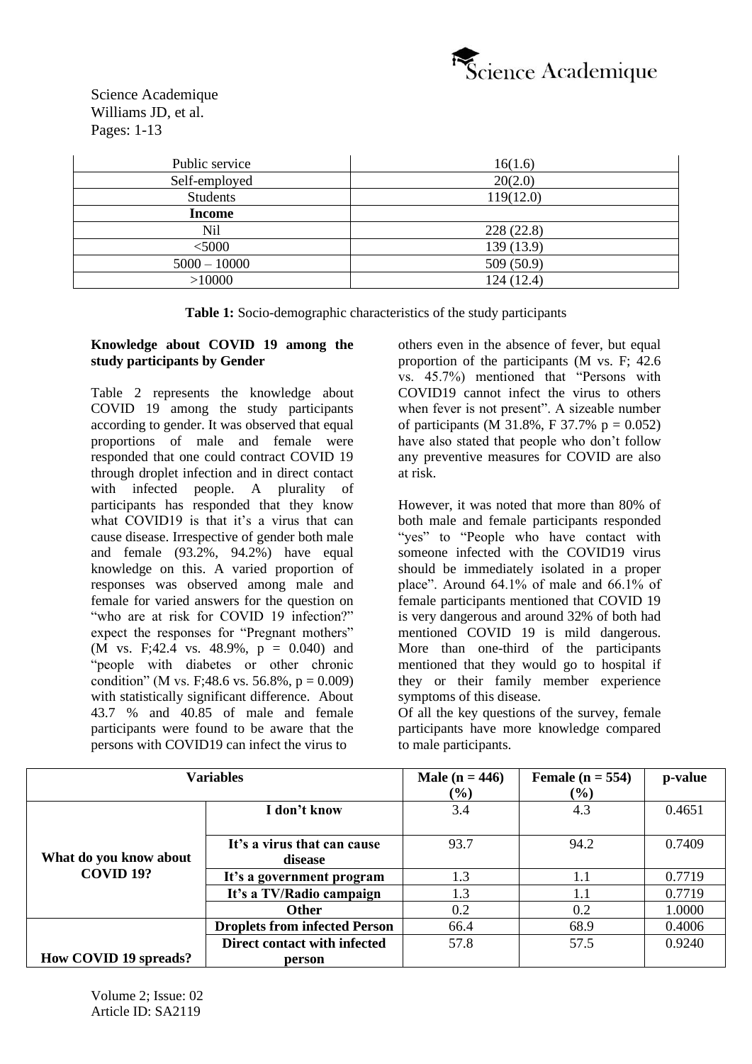| | |
|---|---|
| Public service | 16(1.6) |
| Self-employed | 20(2.0) |
| Students | 119(12.0) |
| **Income** | |
| Nil | 228 (22.8) |
| <5000 | 139 (13.9) |
| 5000 – 10000 | 509 (50.9) |
| >10000 | 124 (12.4) |

**Table 1:** Socio-demographic characteristics of the study participants

### Knowledge about COVID 19 among the study participants by Gender

Table 2 represents the knowledge about COVID 19 among the study participants according to gender. It was observed that equal proportions of male and female were responded that one could contract COVID 19 through droplet infection and in direct contact with infected people. A plurality of participants has responded that they know what COVID19 is that it's a virus that can cause disease. Irrespective of gender both male and female (93.2%, 94.2%) have equal knowledge on this. A varied proportion of responses was observed among male and female for varied answers for the question on "who are at risk for COVID 19 infection?" expect the responses for "Pregnant mothers" (M vs. F;42.4 vs. 48.9%, p = 0.040) and "people with diabetes or other chronic condition" (M vs. F;48.6 vs. 56.8%, p = 0.009) with statistically significant difference. About 43.7 % and 40.85 of male and female participants were found to be aware that the persons with COVID19 can infect the virus to others even in the absence of fever, but equal proportion of the participants (M vs. F; 42.6 vs. 45.7%) mentioned that "Persons with COVID19 cannot infect the virus to others when fever is not present". A sizeable number of participants (M 31.8%, F 37.7% p = 0.052) have also stated that people who don't follow any preventive measures for COVID are also at risk.

However, it was noted that more than 80% of both male and female participants responded "yes" to "People who have contact with someone infected with the COVID19 virus should be immediately isolated in a proper place". Around 64.1% of male and 66.1% of female participants mentioned that COVID 19 is very dangerous and around 32% of both had mentioned COVID 19 is mild dangerous. More than one-third of the participants mentioned that they would go to hospital if they or their family member experience symptoms of this disease.

Of all the key questions of the survey, female participants have more knowledge compared to male participants.

| Variables | | Male (n = 446) (%) | Female (n = 554) (%) | p-value |
|---|---|---|---|---|
| What do you know about COVID 19? | I don't know | 3.4 | 4.3 | 0.4651 |
| | It's a virus that can cause disease | 93.7 | 94.2 | 0.7409 |
| | It's a government program | 1.3 | 1.1 | 0.7719 |
| | It's a TV/Radio campaign | 1.3 | 1.1 | 0.7719 |
| | Other | 0.2 | 0.2 | 1.0000 |
| How COVID 19 spreads? | Droplets from infected Person | 66.4 | 68.9 | 0.4006 |
| | Direct contact with infected person | 57.8 | 57.5 | 0.9240 |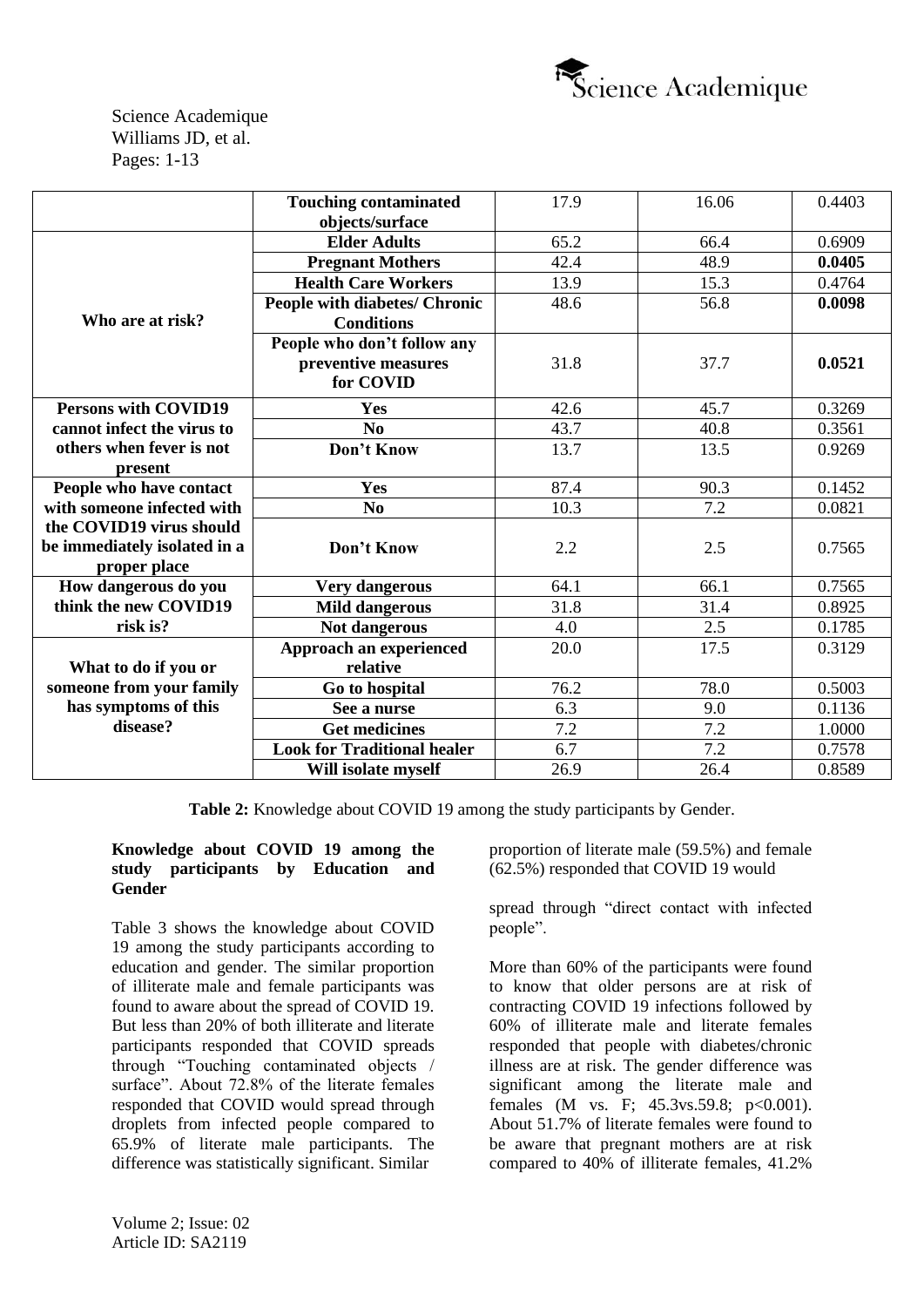| | Touching contaminated objects/surface | 17.9 | 16.06 | 0.4403 |
|---|---|---|---|---|
| Who are at risk? | Elder Adults | 65.2 | 66.4 | 0.6909 |
| | Pregnant Mothers | 42.4 | 48.9 | **0.0405** |
| | Health Care Workers | 13.9 | 15.3 | 0.4764 |
| | People with diabetes/ Chronic Conditions | 48.6 | 56.8 | **0.0098** |
| | People who don't follow any preventive measures for COVID | 31.8 | 37.7 | **0.0521** |
| Persons with COVID19 cannot infect the virus to others when fever is not present | Yes | 42.6 | 45.7 | 0.3269 |
| | No | 43.7 | 40.8 | 0.3561 |
| | Don't Know | 13.7 | 13.5 | 0.9269 |
| People who have contact with someone infected with the COVID19 virus should be immediately isolated in a proper place | Yes | 87.4 | 90.3 | 0.1452 |
| | No | 10.3 | 7.2 | 0.0821 |
| | Don't Know | 2.2 | 2.5 | 0.7565 |
| How dangerous do you think the new COVID19 risk is? | Very dangerous | 64.1 | 66.1 | 0.7565 |
| | Mild dangerous | 31.8 | 31.4 | 0.8925 |
| | Not dangerous | 4.0 | 2.5 | 0.1785 |
| What to do if you or someone from your family has symptoms of this disease? | Approach an experienced relative | 20.0 | 17.5 | 0.3129 |
| | Go to hospital | 76.2 | 78.0 | 0.5003 |
| | See a nurse | 6.3 | 9.0 | 0.1136 |
| | Get medicines | 7.2 | 7.2 | 1.0000 |
| | Look for Traditional healer | 6.7 | 7.2 | 0.7578 |
| | Will isolate myself | 26.9 | 26.4 | 0.8589 |

**Table 2:** Knowledge about COVID 19 among the study participants by Gender.

**Knowledge about COVID 19 among the study participants by Education and Gender**

Table 3 shows the knowledge about COVID 19 among the study participants according to education and gender. The similar proportion of illiterate male and female participants was found to aware about the spread of COVID 19. But less than 20% of both illiterate and literate participants responded that COVID spreads through "Touching contaminated objects / surface". About 72.8% of the literate females responded that COVID would spread through droplets from infected people compared to 65.9% of literate male participants. The difference was statistically significant. Similar proportion of literate male (59.5%) and female (62.5%) responded that COVID 19 would spread through "direct contact with infected people".

More than 60% of the participants were found to know that older persons are at risk of contracting COVID 19 infections followed by 60% of illiterate male and literate females responded that people with diabetes/chronic illness are at risk. The gender difference was significant among the literate male and females (M vs. F; 45.3vs.59.8; $p<0.001$). About 51.7% of literate females were found to be aware that pregnant mothers are at risk compared to 40% of illiterate females, 41.2%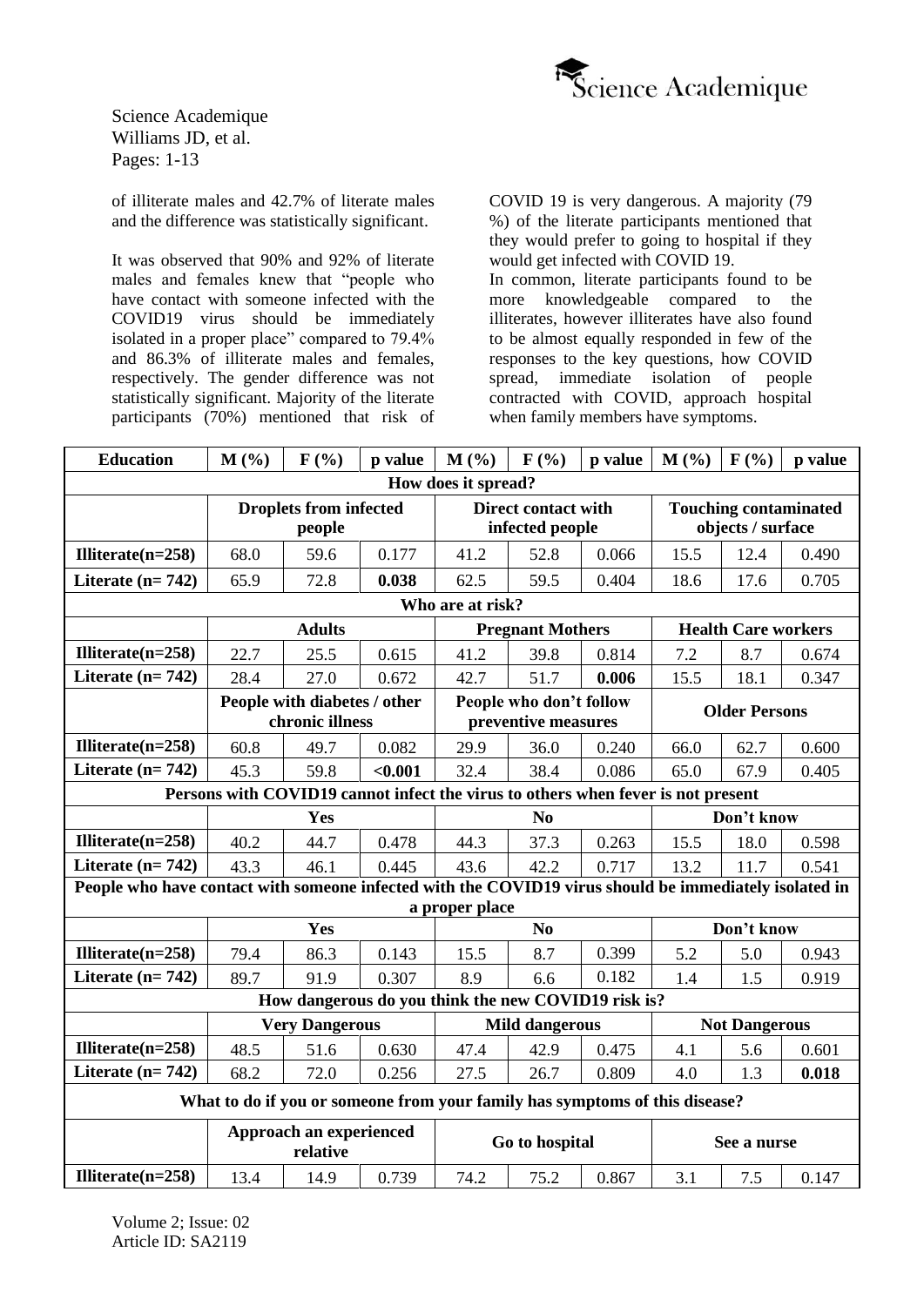of illiterate males and 42.7% of literate males and the difference was statistically significant.

It was observed that 90% and 92% of literate males and females knew that "people who have contact with someone infected with the COVID19 virus should be immediately isolated in a proper place" compared to 79.4% and 86.3% of illiterate males and females, respectively. The gender difference was not statistically significant. Majority of the literate participants (70%) mentioned that risk of COVID 19 is very dangerous. A majority (79 %) of the literate participants mentioned that they would prefer to going to hospital if they would get infected with COVID 19.

In common, literate participants found to be more knowledgeable compared to the illiterates, however illiterates have also found to be almost equally responded in few of the responses to the key questions, how COVID spread, immediate isolation of people contracted with COVID, approach hospital when family members have symptoms.

| Education | M (%) | F (%) | p value | M (%) | F (%) | p value | M (%) | F (%) | p value |
|---|---|---|---|---|---|---|---|---|---|
| **How does it spread?** | | | | | | | | | |
| | **Droplets from infected people** | | | **Direct contact with infected people** | | | **Touching contaminated objects / surface** | | |
| **Illiterate(n=258)** | 68.0 | 59.6 | 0.177 | 41.2 | 52.8 | 0.066 | 15.5 | 12.4 | 0.490 |
| **Literate (n= 742)** | 65.9 | 72.8 | **0.038** | 62.5 | 59.5 | 0.404 | 18.6 | 17.6 | 0.705 |
| **Who are at risk?** | | | | | | | | | |
| | **Adults** | | | **Pregnant Mothers** | | | **Health Care workers** | | |
| **Illiterate(n=258)** | 22.7 | 25.5 | 0.615 | 41.2 | 39.8 | 0.814 | 7.2 | 8.7 | 0.674 |
| **Literate (n= 742)** | 28.4 | 27.0 | 0.672 | 42.7 | 51.7 | **0.006** | 15.5 | 18.1 | 0.347 |
| | **People with diabetes / other chronic illness** | | | **People who don't follow preventive measures** | | | **Older Persons** | | |
| **Illiterate(n=258)** | 60.8 | 49.7 | 0.082 | 29.9 | 36.0 | 0.240 | 66.0 | 62.7 | 0.600 |
| **Literate (n= 742)** | 45.3 | 59.8 | **<0.001** | 32.4 | 38.4 | 0.086 | 65.0 | 67.9 | 0.405 |
| **Persons with COVID19 cannot infect the virus to others when fever is not present** | | | | | | | | | |
| | **Yes** | | | **No** | | | **Don't know** | | |
| **Illiterate(n=258)** | 40.2 | 44.7 | 0.478 | 44.3 | 37.3 | 0.263 | 15.5 | 18.0 | 0.598 |
| **Literate (n= 742)** | 43.3 | 46.1 | 0.445 | 43.6 | 42.2 | 0.717 | 13.2 | 11.7 | 0.541 |
| **People who have contact with someone infected with the COVID19 virus should be immediately isolated in a proper place** | | | | | | | | | |
| | **Yes** | | | **No** | | | **Don't know** | | |
| **Illiterate(n=258)** | 79.4 | 86.3 | 0.143 | 15.5 | 8.7 | 0.399 | 5.2 | 5.0 | 0.943 |
| **Literate (n= 742)** | 89.7 | 91.9 | 0.307 | 8.9 | 6.6 | 0.182 | 1.4 | 1.5 | 0.919 |
| **How dangerous do you think the new COVID19 risk is?** | | | | | | | | | |
| | **Very Dangerous** | | | **Mild dangerous** | | | **Not Dangerous** | | |
| **Illiterate(n=258)** | 48.5 | 51.6 | 0.630 | 47.4 | 42.9 | 0.475 | 4.1 | 5.6 | 0.601 |
| **Literate (n= 742)** | 68.2 | 72.0 | 0.256 | 27.5 | 26.7 | 0.809 | 4.0 | 1.3 | **0.018** |
| **What to do if you or someone from your family has symptoms of this disease?** | | | | | | | | | |
| | **Approach an experienced relative** | | | **Go to hospital** | | | **See a nurse** | | |
| **Illiterate(n=258)** | 13.4 | 14.9 | 0.739 | 74.2 | 75.2 | 0.867 | 3.1 | 7.5 | 0.147 |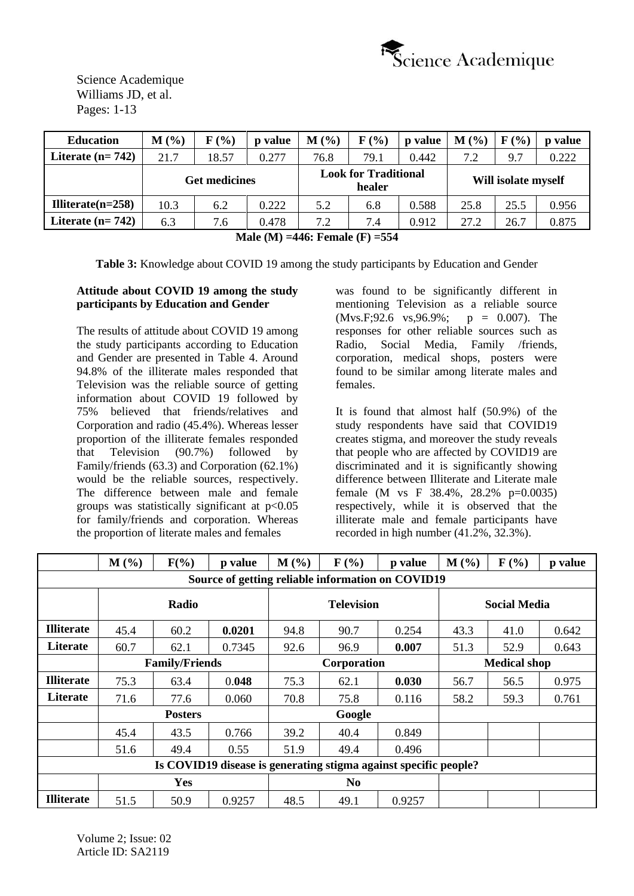| Education | M (%) | F (%) | p value | M (%) | F (%) | p value | M (%) | F (%) | p value |
|---|---|---|---|---|---|---|---|---|---|
| Literate (n= 742) | 21.7 | 18.57 | 0.277 | 76.8 | 79.1 | 0.442 | 7.2 | 9.7 | 0.222 |
| | Get medicines | | | Look for Traditional healer | | | Will isolate myself | | |
| Illiterate(n=258) | 10.3 | 6.2 | 0.222 | 5.2 | 6.8 | 0.588 | 25.8 | 25.5 | 0.956 |
| Literate (n= 742) | 6.3 | 7.6 | 0.478 | 7.2 | 7.4 | 0.912 | 27.2 | 26.7 | 0.875 |

**Male (M) =446: Female (F) =554**

**Table 3:** Knowledge about COVID 19 among the study participants by Education and Gender

**Attitude about COVID 19 among the study participants by Education and Gender**

The results of attitude about COVID 19 among the study participants according to Education and Gender are presented in Table 4. Around 94.8% of the illiterate males responded that Television was the reliable source of getting information about COVID 19 followed by 75% believed that friends/relatives and Corporation and radio (45.4%). Whereas lesser proportion of the illiterate females responded that Television (90.7%) followed by Family/friends (63.3) and Corporation (62.1%) would be the reliable sources, respectively. The difference between male and female groups was statistically significant at $p<0.05$ for family/friends and corporation. Whereas the proportion of literate males and females was found to be significantly different in mentioning Television as a reliable source (Mvs.F;92.6 vs,96.9%; $p = 0.007$). The responses for other reliable sources such as Radio, Social Media, Family /friends, corporation, medical shops, posters were found to be similar among literate males and females.

It is found that almost half (50.9%) of the study respondents have said that COVID19 creates stigma, and moreover the study reveals that people who are affected by COVID19 are discriminated and it is significantly showing difference between Illiterate and Literate male female (M vs F 38.4%, 28.2% p=0.0035) respectively, while it is observed that the illiterate male and female participants have recorded in high number (41.2%, 32.3%).

| | M (%) | F(%) | p value | M (%) | F (%) | p value | M (%) | F (%) | p value |
|---|---|---|---|---|---|---|---|---|---|
| Source of getting reliable information on COVID19 | | | | | | | | | |
| | Radio | | | Television | | | Social Media | | |
| **Illiterate** | 45.4 | 60.2 | **0.0201** | 94.8 | 90.7 | 0.254 | 43.3 | 41.0 | 0.642 |
| **Literate** | 60.7 | 62.1 | 0.7345 | 92.6 | 96.9 | **0.007** | 51.3 | 52.9 | 0.643 |
| | Family/Friends | | | Corporation | | | Medical shop | | |
| **Illiterate** | 75.3 | 63.4 | 0.**048** | 75.3 | 62.1 | **0.030** | 56.7 | 56.5 | 0.975 |
| **Literate** | 71.6 | 77.6 | 0.060 | 70.8 | 75.8 | 0.116 | 58.2 | 59.3 | 0.761 |
| | Posters | | | Google | | | | | |
| | 45.4 | 43.5 | 0.766 | 39.2 | 40.4 | 0.849 | | | |
| | 51.6 | 49.4 | 0.55 | 51.9 | 49.4 | 0.496 | | | |
| Is COVID19 disease is generating stigma against specific people? | | | | | | | | | |
| | Yes | | | No | | | | | |
| **Illiterate** | 51.5 | 50.9 | 0.9257 | 48.5 | 49.1 | 0.9257 | | | |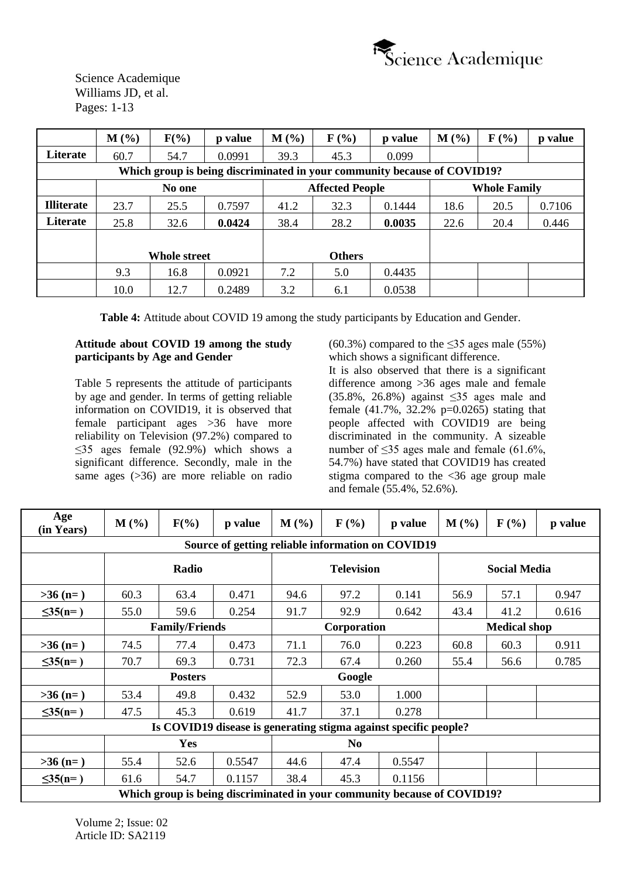|  | M (%) | F(%) | p value | M (%) | F (%) | p value | M (%) | F (%) | p value |
|---|---|---|---|---|---|---|---|---|---|
| **Literate** | 60.7 | 54.7 | 0.0991 | 39.3 | 45.3 | 0.099 |  |  |  |
| **Which group is being discriminated in your community because of COVID19?** | | | | | | | | | |
|  | **No one** | | | **Affected People** | | | **Whole Family** | | |
| **Illiterate** | 23.7 | 25.5 | 0.7597 | 41.2 | 32.3 | 0.1444 | 18.6 | 20.5 | 0.7106 |
| **Literate** | 25.8 | 32.6 | **0.0424** | 38.4 | 28.2 | **0.0035** | 22.6 | 20.4 | 0.446 |
|  | **Whole street** | | | **Others** | | |  |  |  |
|  | 9.3 | 16.8 | 0.0921 | 7.2 | 5.0 | 0.4435 |  |  |  |
|  | 10.0 | 12.7 | 0.2489 | 3.2 | 6.1 | 0.0538 |  |  |  |

**Table 4:** Attitude about COVID 19 among the study participants by Education and Gender.

### Attitude about COVID 19 among the study participants by Age and Gender

Table 5 represents the attitude of participants by age and gender. In terms of getting reliable information on COVID19, it is observed that female participant ages >36 have more reliability on Television (97.2%) compared to ≤35 ages female (92.9%) which shows a significant difference. Secondly, male in the same ages (>36) are more reliable on radio (60.3%) compared to the ≤35 ages male (55%) which shows a significant difference.

It is also observed that there is a significant difference among >36 ages male and female (35.8%, 26.8%) against ≤35 ages male and female (41.7%, 32.2% p=0.0265) stating that people affected with COVID19 are being discriminated in the community. A sizeable number of ≤35 ages male and female (61.6%, 54.7%) have stated that COVID19 has created stigma compared to the <36 age group male and female (55.4%, 52.6%).

| Age (in Years) | M (%) | F(%) | p value | M (%) | F (%) | p value | M (%) | F (%) | p value |
|---|---|---|---|---|---|---|---|---|---|
| **Source of getting reliable information on COVID19** | | | | | | | | | |
|  | **Radio** | | | **Television** | | | **Social Media** | | |
| **>36 (n= )** | 60.3 | 63.4 | 0.471 | 94.6 | 97.2 | 0.141 | 56.9 | 57.1 | 0.947 |
| **≤35(n= )** | 55.0 | 59.6 | 0.254 | 91.7 | 92.9 | 0.642 | 43.4 | 41.2 | 0.616 |
|  | **Family/Friends** | | | **Corporation** | | | **Medical shop** | | |
| **>36 (n= )** | 74.5 | 77.4 | 0.473 | 71.1 | 76.0 | 0.223 | 60.8 | 60.3 | 0.911 |
| **≤35(n= )** | 70.7 | 69.3 | 0.731 | 72.3 | 67.4 | 0.260 | 55.4 | 56.6 | 0.785 |
|  | **Posters** | | | **Google** | | |  |  |  |
| **>36 (n= )** | 53.4 | 49.8 | 0.432 | 52.9 | 53.0 | 1.000 |  |  |  |
| **≤35(n= )** | 47.5 | 45.3 | 0.619 | 41.7 | 37.1 | 0.278 |  |  |  |
| **Is COVID19 disease is generating stigma against specific people?** | | | | | | | | | |
|  | **Yes** | | | **No** | | |  |  |  |
| **>36 (n= )** | 55.4 | 52.6 | 0.5547 | 44.6 | 47.4 | 0.5547 |  |  |  |
| **≤35(n= )** | 61.6 | 54.7 | 0.1157 | 38.4 | 45.3 | 0.1156 |  |  |  |
| **Which group is being discriminated in your community because of COVID19?** | | | | | | | | | |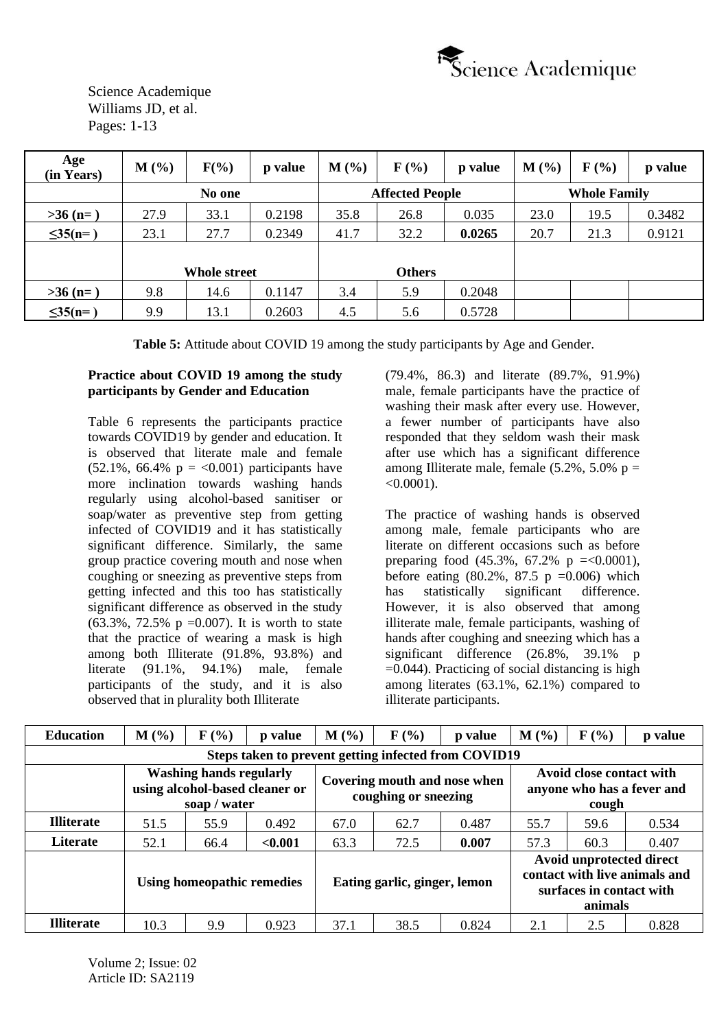| Age (in Years) | M (%) | F(%) | p value | M (%) | F (%) | p value | M (%) | F (%) | p value |
|---|---|---|---|---|---|---|---|---|---|
| | No one | | | Affected People | | | Whole Family | | |
| **>36 (n= )** | 27.9 | 33.1 | 0.2198 | 35.8 | 26.8 | 0.035 | 23.0 | 19.5 | 0.3482 |
| **≤35(n= )** | 23.1 | 27.7 | 0.2349 | 41.7 | 32.2 | **0.0265** | 20.7 | 21.3 | 0.9121 |
| | Whole street | | | Others | | | | | |
| **>36 (n= )** | 9.8 | 14.6 | 0.1147 | 3.4 | 5.9 | 0.2048 | | | |
| **≤35(n= )** | 9.9 | 13.1 | 0.2603 | 4.5 | 5.6 | 0.5728 | | | |

**Table 5:** Attitude about COVID 19 among the study participants by Age and Gender.

**Practice about COVID 19 among the study participants by Gender and Education**

Table 6 represents the participants practice towards COVID19 by gender and education. It is observed that literate male and female (52.1%, 66.4% p = <0.001) participants have more inclination towards washing hands regularly using alcohol-based sanitiser or soap/water as preventive step from getting infected of COVID19 and it has statistically significant difference. Similarly, the same group practice covering mouth and nose when coughing or sneezing as preventive steps from getting infected and this too has statistically significant difference as observed in the study (63.3%, 72.5% p =0.007). It is worth to state that the practice of wearing a mask is high among both Illiterate (91.8%, 93.8%) and literate (91.1%, 94.1%) male, female participants of the study, and it is also observed that in plurality both Illiterate (79.4%, 86.3) and literate (89.7%, 91.9%) male, female participants have the practice of washing their mask after every use. However, a fewer number of participants have also responded that they seldom wash their mask after use which has a significant difference among Illiterate male, female (5.2%, 5.0% p = <0.0001).

The practice of washing hands is observed among male, female participants who are literate on different occasions such as before preparing food (45.3%, 67.2% p =<0.0001), before eating (80.2%, 87.5 p =0.006) which has statistically significant difference. However, it is also observed that among illiterate male, female participants, washing of hands after coughing and sneezing which has a significant difference (26.8%, 39.1% p =0.044). Practicing of social distancing is high among literates (63.1%, 62.1%) compared to illiterate participants.

| Education | M (%) | F (%) | p value | M (%) | F (%) | p value | M (%) | F (%) | p value |
|---|---|---|---|---|---|---|---|---|---|
| Steps taken to prevent getting infected from COVID19 | | | | | | | | | |
| | Washing hands regularly using alcohol-based cleaner or soap / water | | | Covering mouth and nose when coughing or sneezing | | | Avoid close contact with anyone who has a fever and cough | | |
| **Illiterate** | 51.5 | 55.9 | 0.492 | 67.0 | 62.7 | 0.487 | 55.7 | 59.6 | 0.534 |
| **Literate** | 52.1 | 66.4 | **<0.001** | 63.3 | 72.5 | **0.007** | 57.3 | 60.3 | 0.407 |
| | Using homeopathic remedies | | | Eating garlic, ginger, lemon | | | Avoid unprotected direct contact with live animals and surfaces in contact with animals | | |
| **Illiterate** | 10.3 | 9.9 | 0.923 | 37.1 | 38.5 | 0.824 | 2.1 | 2.5 | 0.828 |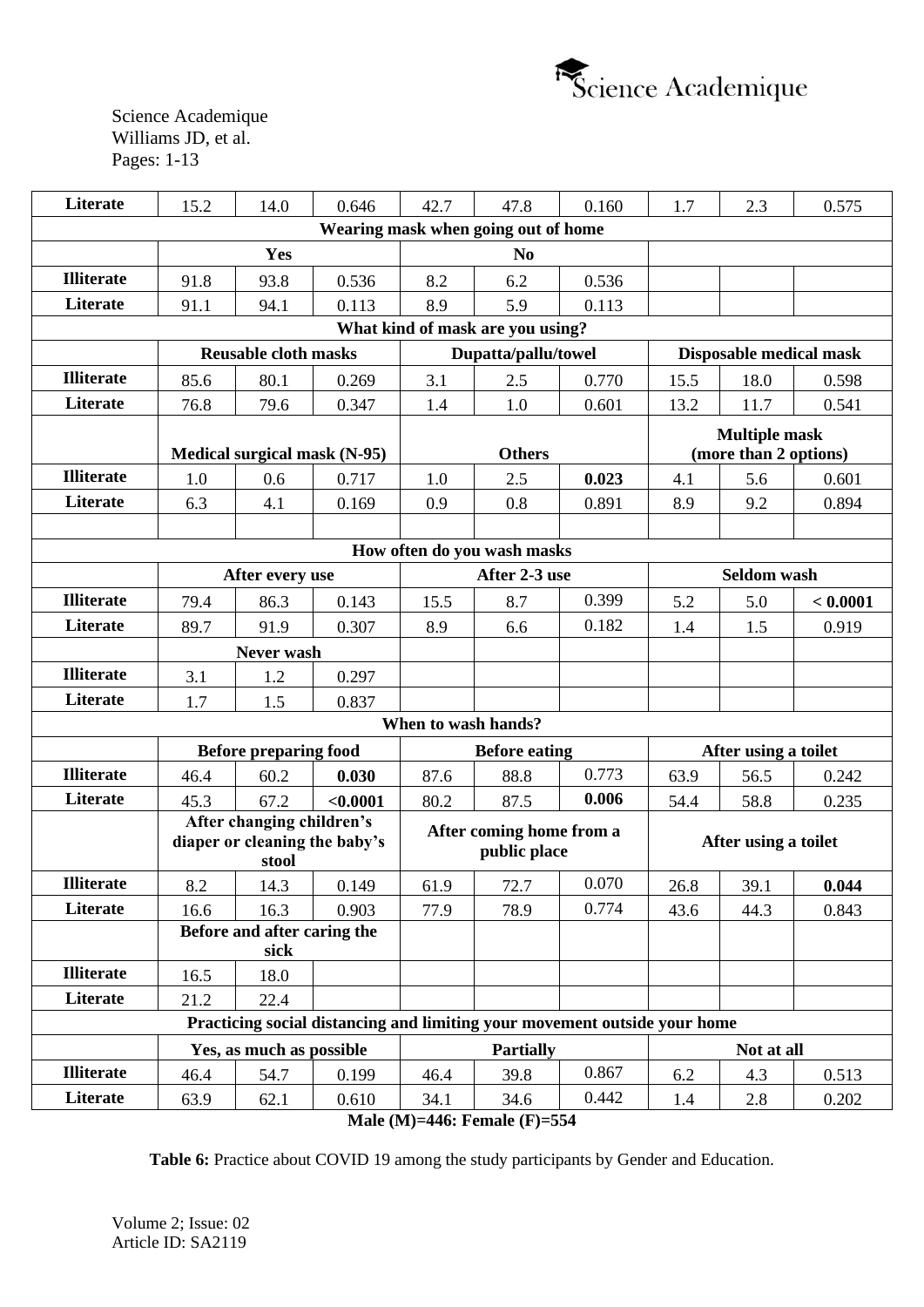| | | | | | | | | | |
|---|---|---|---|---|---|---|---|---|---|
| **Literate** | 15.2 | 14.0 | 0.646 | 42.7 | 47.8 | 0.160 | 1.7 | 2.3 | 0.575 |
| **Wearing mask when going out of home** | | | | | | | | | |
| | **Yes** | | | **No** | | | | | |
| **Illiterate** | 91.8 | 93.8 | 0.536 | 8.2 | 6.2 | 0.536 | | | |
| **Literate** | 91.1 | 94.1 | 0.113 | 8.9 | 5.9 | 0.113 | | | |
| **What kind of mask are you using?** | | | | | | | | | |
| | **Reusable cloth masks** | | | **Dupatta/pallu/towel** | | | **Disposable medical mask** | | |
| **Illiterate** | 85.6 | 80.1 | 0.269 | 3.1 | 2.5 | 0.770 | 15.5 | 18.0 | 0.598 |
| **Literate** | 76.8 | 79.6 | 0.347 | 1.4 | 1.0 | 0.601 | 13.2 | 11.7 | 0.541 |
| | **Medical surgical mask (N-95)** | | | **Others** | | | **Multiple mask (more than 2 options)** | | |
| **Illiterate** | 1.0 | 0.6 | 0.717 | 1.0 | 2.5 | **0.023** | 4.1 | 5.6 | 0.601 |
| **Literate** | 6.3 | 4.1 | 0.169 | 0.9 | 0.8 | 0.891 | 8.9 | 9.2 | 0.894 |
| | | | | | | | | | |
| **How often do you wash masks** | | | | | | | | | |
| | **After every use** | | | **After 2-3 use** | | | **Seldom wash** | | |
| **Illiterate** | 79.4 | 86.3 | 0.143 | 15.5 | 8.7 | 0.399 | 5.2 | 5.0 | **< 0.0001** |
| **Literate** | 89.7 | 91.9 | 0.307 | 8.9 | 6.6 | 0.182 | 1.4 | 1.5 | 0.919 |
| | **Never wash** | | | | | | | | |
| **Illiterate** | 3.1 | 1.2 | 0.297 | | | | | | |
| **Literate** | 1.7 | 1.5 | 0.837 | | | | | | |
| **When to wash hands?** | | | | | | | | | |
| | **Before preparing food** | | | **Before eating** | | | **After using a toilet** | | |
| **Illiterate** | 46.4 | 60.2 | **0.030** | 87.6 | 88.8 | 0.773 | 63.9 | 56.5 | 0.242 |
| **Literate** | 45.3 | 67.2 | **<0.0001** | 80.2 | 87.5 | **0.006** | 54.4 | 58.8 | 0.235 |
| | **After changing children's diaper or cleaning the baby's stool** | | | **After coming home from a public place** | | | **After using a toilet** | | |
| **Illiterate** | 8.2 | 14.3 | 0.149 | 61.9 | 72.7 | 0.070 | 26.8 | 39.1 | **0.044** |
| **Literate** | 16.6 | 16.3 | 0.903 | 77.9 | 78.9 | 0.774 | 43.6 | 44.3 | 0.843 |
| | **Before and after caring the sick** | | | | | | | | |
| **Illiterate** | 16.5 | 18.0 | | | | | | | |
| **Literate** | 21.2 | 22.4 | | | | | | | |
| **Practicing social distancing and limiting your movement outside your home** | | | | | | | | | |
| | **Yes, as much as possible** | | | **Partially** | | | **Not at all** | | |
| **Illiterate** | 46.4 | 54.7 | 0.199 | 46.4 | 39.8 | 0.867 | 6.2 | 4.3 | 0.513 |
| **Literate** | 63.9 | 62.1 | 0.610 | 34.1 | 34.6 | 0.442 | 1.4 | 2.8 | 0.202 |

**Male (M)=446: Female (F)=554**

**Table 6:** Practice about COVID 19 among the study participants by Gender and Education.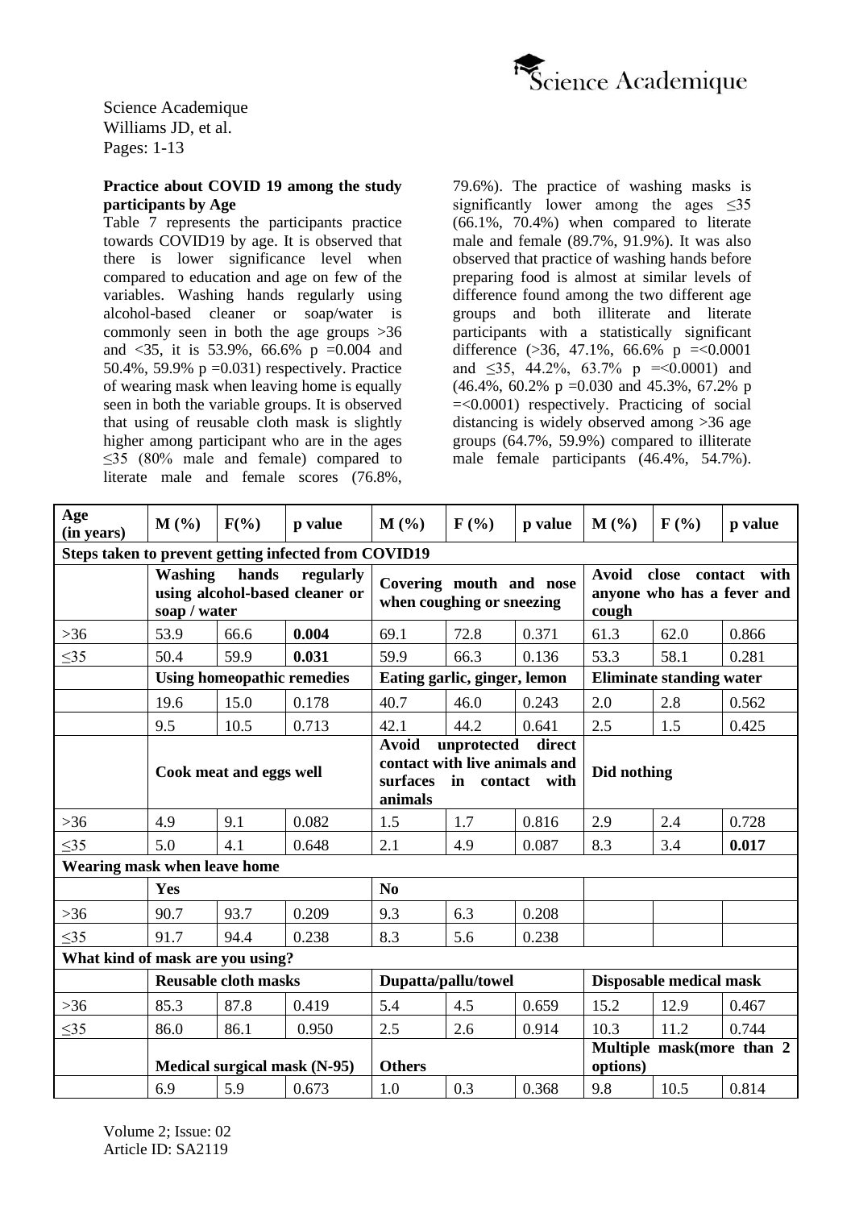### Practice about COVID 19 among the study participants by Age

Table 7 represents the participants practice towards COVID19 by age. It is observed that there is lower significance level when compared to education and age on few of the variables. Washing hands regularly using alcohol-based cleaner or soap/water is commonly seen in both the age groups >36 and <35, it is 53.9%, 66.6% p =0.004 and 50.4%, 59.9% p =0.031) respectively. Practice of wearing mask when leaving home is equally seen in both the variable groups. It is observed that using of reusable cloth mask is slightly higher among participant who are in the ages ≤35 (80% male and female) compared to literate male and female scores (76.8%, 79.6%). The practice of washing masks is significantly lower among the ages ≤35 (66.1%, 70.4%) when compared to literate male and female (89.7%, 91.9%). It was also observed that practice of washing hands before preparing food is almost at similar levels of difference found among the two different age groups and both illiterate and literate participants with a statistically significant difference (>36, 47.1%, 66.6% p =<0.0001 and ≤35, 44.2%, 63.7% p =<0.0001) and (46.4%, 60.2% p =0.030 and 45.3%, 67.2% p =<0.0001) respectively. Practicing of social distancing is widely observed among >36 age groups (64.7%, 59.9%) compared to illiterate male female participants (46.4%, 54.7%).

| Age (in years) | M (%) | F(%) | p value | M (%) | F (%) | p value | M (%) | F (%) | p value |
|---|---|---|---|---|---|---|---|---|---|
| **Steps taken to prevent getting infected from COVID19** | | | | | | | | | |
| | **Washing hands regularly using alcohol-based cleaner or soap / water** | | | **Covering mouth and nose when coughing or sneezing** | | | **Avoid close contact with anyone who has a fever and cough** | | |
| >36 | 53.9 | 66.6 | **0.004** | 69.1 | 72.8 | 0.371 | 61.3 | 62.0 | 0.866 |
| ≤35 | 50.4 | 59.9 | **0.031** | 59.9 | 66.3 | 0.136 | 53.3 | 58.1 | 0.281 |
| | **Using homeopathic remedies** | | | **Eating garlic, ginger, lemon** | | | **Eliminate standing water** | | |
| | 19.6 | 15.0 | 0.178 | 40.7 | 46.0 | 0.243 | 2.0 | 2.8 | 0.562 |
| | 9.5 | 10.5 | 0.713 | 42.1 | 44.2 | 0.641 | 2.5 | 1.5 | 0.425 |
| | **Cook meat and eggs well** | | | **Avoid unprotected direct contact with live animals and surfaces in contact with animals** | | | **Did nothing** | | |
| >36 | 4.9 | 9.1 | 0.082 | 1.5 | 1.7 | 0.816 | 2.9 | 2.4 | 0.728 |
| ≤35 | 5.0 | 4.1 | 0.648 | 2.1 | 4.9 | 0.087 | 8.3 | 3.4 | **0.017** |
| **Wearing mask when leave home** | | | | | | | | | |
| | **Yes** | | | **No** | | | | | |
| >36 | 90.7 | 93.7 | 0.209 | 9.3 | 6.3 | 0.208 | | | |
| ≤35 | 91.7 | 94.4 | 0.238 | 8.3 | 5.6 | 0.238 | | | |
| **What kind of mask are you using?** | | | | | | | | | |
| | **Reusable cloth masks** | | | **Dupatta/pallu/towel** | | | **Disposable medical mask** | | |
| >36 | 85.3 | 87.8 | 0.419 | 5.4 | 4.5 | 0.659 | 15.2 | 12.9 | 0.467 |
| ≤35 | 86.0 | 86.1 | 0.950 | 2.5 | 2.6 | 0.914 | 10.3 | 11.2 | 0.744 |
| | **Medical surgical mask (N-95)** | | | **Others** | | | **Multiple mask(more than 2 options)** | | |
| | 6.9 | 5.9 | 0.673 | 1.0 | 0.3 | 0.368 | 9.8 | 10.5 | 0.814 |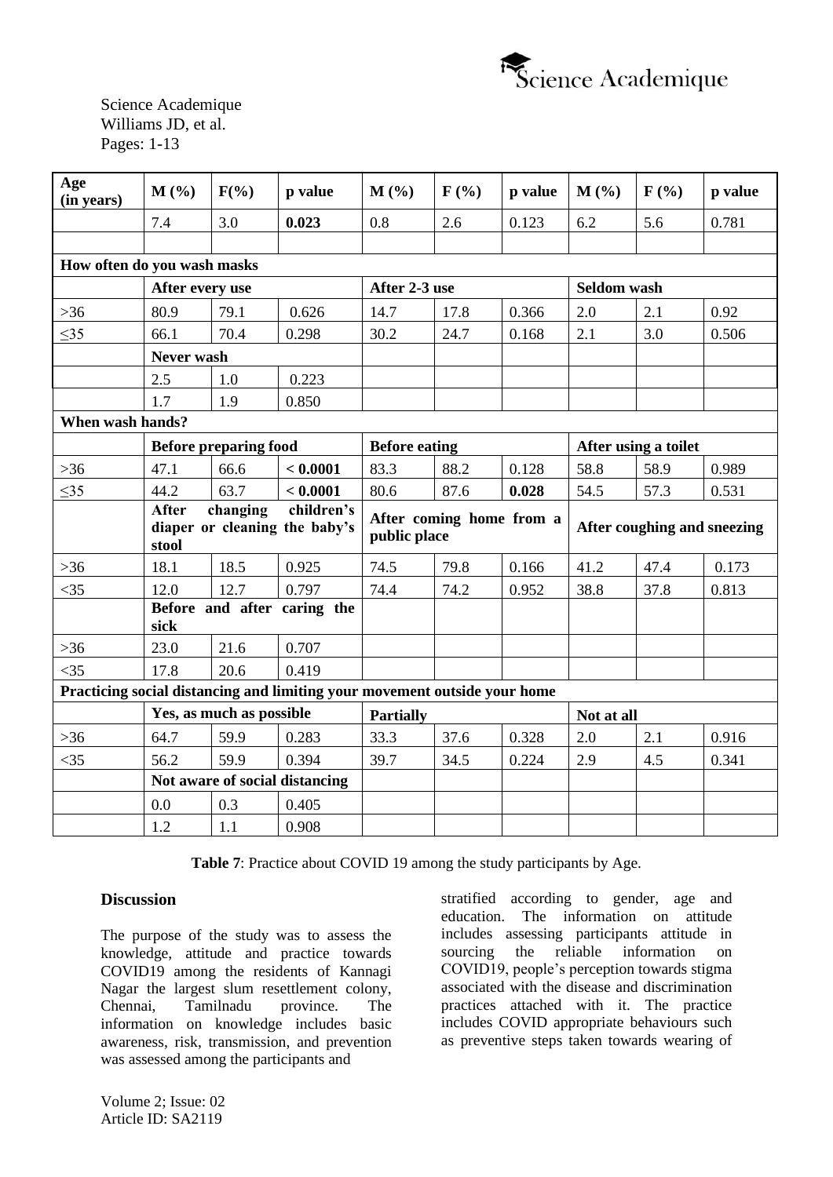| Age (in years) | M (%) | F(%) | p value | M (%) | F (%) | p value | M (%) | F (%) | p value |
|---|---|---|---|---|---|---|---|---|---|
| | 7.4 | 3.0 | **0.023** | 0.8 | 2.6 | 0.123 | 6.2 | 5.6 | 0.781 |
| | | | | | | | | | |
| **How often do you wash masks** | | | | | | | | | |
| | **After every use** | | | **After 2-3 use** | | | **Seldom wash** | | |
| >36 | 80.9 | 79.1 | 0.626 | 14.7 | 17.8 | 0.366 | 2.0 | 2.1 | 0.92 |
| ≤35 | 66.1 | 70.4 | 0.298 | 30.2 | 24.7 | 0.168 | 2.1 | 3.0 | 0.506 |
| | **Never wash** | | | | | | | | |
| | 2.5 | 1.0 | 0.223 | | | | | | |
| | 1.7 | 1.9 | 0.850 | | | | | | |
| **When wash hands?** | | | | | | | | | |
| | **Before preparing food** | | | **Before eating** | | | **After using a toilet** | | |
| >36 | 47.1 | 66.6 | **< 0.0001** | 83.3 | 88.2 | 0.128 | 58.8 | 58.9 | 0.989 |
| ≤35 | 44.2 | 63.7 | **< 0.0001** | 80.6 | 87.6 | **0.028** | 54.5 | 57.3 | 0.531 |
| | **After changing children's diaper or cleaning the baby's stool** | | | **After coming home from a public place** | | | **After coughing and sneezing** | | |
| >36 | 18.1 | 18.5 | 0.925 | 74.5 | 79.8 | 0.166 | 41.2 | 47.4 | 0.173 |
| <35 | 12.0 | 12.7 | 0.797 | 74.4 | 74.2 | 0.952 | 38.8 | 37.8 | 0.813 |
| | **Before and after caring the sick** | | | | | | | | |
| >36 | 23.0 | 21.6 | 0.707 | | | | | | |
| <35 | 17.8 | 20.6 | 0.419 | | | | | | |
| **Practicing social distancing and limiting your movement outside your home** | | | | | | | | | |
| | **Yes, as much as possible** | | | **Partially** | | | **Not at all** | | |
| >36 | 64.7 | 59.9 | 0.283 | 33.3 | 37.6 | 0.328 | 2.0 | 2.1 | 0.916 |
| <35 | 56.2 | 59.9 | 0.394 | 39.7 | 34.5 | 0.224 | 2.9 | 4.5 | 0.341 |
| | **Not aware of social distancing** | | | | | | | | |
| | 0.0 | 0.3 | 0.405 | | | | | | |
| | 1.2 | 1.1 | 0.908 | | | | | | |

**Table 7**: Practice about COVID 19 among the study participants by Age.

## Discussion

The purpose of the study was to assess the knowledge, attitude and practice towards COVID19 among the residents of Kannagi Nagar the largest slum resettlement colony, Chennai, Tamilnadu province. The information on knowledge includes basic awareness, risk, transmission, and prevention was assessed among the participants and stratified according to gender, age and education. The information on attitude includes assessing participants attitude in sourcing the reliable information on COVID19, people's perception towards stigma associated with the disease and discrimination practices attached with it. The practice includes COVID appropriate behaviours such as preventive steps taken towards wearing of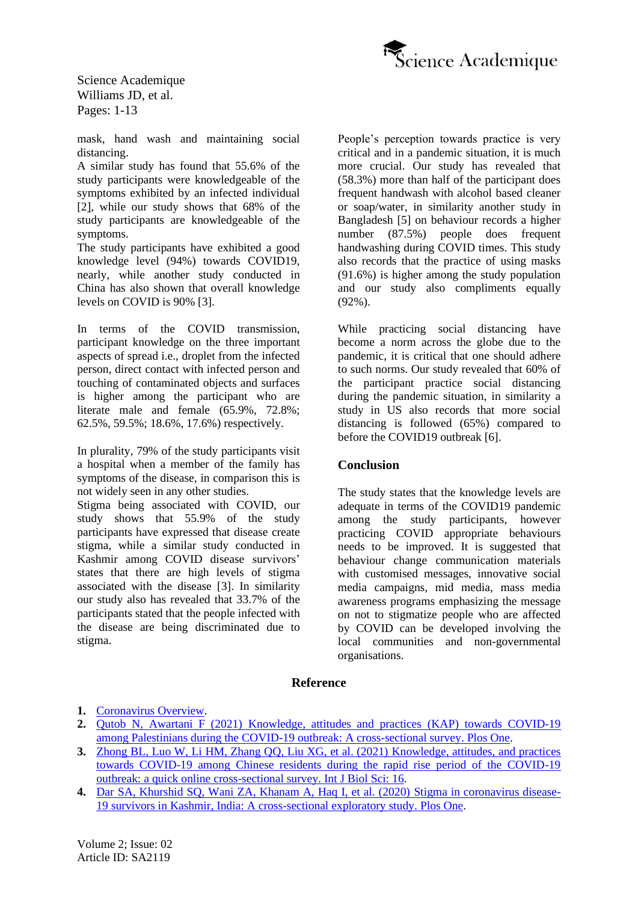mask, hand wash and maintaining social distancing.

A similar study has found that 55.6% of the study participants were knowledgeable of the symptoms exhibited by an infected individual [2], while our study shows that 68% of the study participants are knowledgeable of the symptoms.

The study participants have exhibited a good knowledge level (94%) towards COVID19, nearly, while another study conducted in China has also shown that overall knowledge levels on COVID is 90% [3].

In terms of the COVID transmission, participant knowledge on the three important aspects of spread i.e., droplet from the infected person, direct contact with infected person and touching of contaminated objects and surfaces is higher among the participant who are literate male and female (65.9%, 72.8%; 62.5%, 59.5%; 18.6%, 17.6%) respectively.

In plurality, 79% of the study participants visit a hospital when a member of the family has symptoms of the disease, in comparison this is not widely seen in any other studies.

Stigma being associated with COVID, our study shows that 55.9% of the study participants have expressed that disease create stigma, while a similar study conducted in Kashmir among COVID disease survivors' states that there are high levels of stigma associated with the disease [3]. In similarity our study also has revealed that 33.7% of the participants stated that the people infected with the disease are being discriminated due to stigma.

People's perception towards practice is very critical and in a pandemic situation, it is much more crucial. Our study has revealed that (58.3%) more than half of the participant does frequent handwash with alcohol based cleaner or soap/water, in similarity another study in Bangladesh [5] on behaviour records a higher number (87.5%) people does frequent handwashing during COVID times. This study also records that the practice of using masks (91.6%) is higher among the study population and our study also compliments equally (92%).

While practicing social distancing have become a norm across the globe due to the pandemic, it is critical that one should adhere to such norms. Our study revealed that 60% of the participant practice social distancing during the pandemic situation, in similarity a study in US also records that more social distancing is followed (65%) compared to before the COVID19 outbreak [6].

## Conclusion

The study states that the knowledge levels are adequate in terms of the COVID19 pandemic among the study participants, however practicing COVID appropriate behaviours needs to be improved. It is suggested that behaviour change communication materials with customised messages, innovative social media campaigns, mid media, mass media awareness programs emphasizing the message on not to stigmatize people who are affected by COVID can be developed involving the local communities and non-governmental organisations.

## Reference

1. Coronavirus Overview.
2. Qutob N, Awartani F (2021) Knowledge, attitudes and practices (KAP) towards COVID-19 among Palestinians during the COVID-19 outbreak: A cross-sectional survey. Plos One.
3. Zhong BL, Luo W, Li HM, Zhang QQ, Liu XG, et al. (2021) Knowledge, attitudes, and practices towards COVID-19 among Chinese residents during the rapid rise period of the COVID-19 outbreak: a quick online cross-sectional survey. Int J Biol Sci: 16.
4. Dar SA, Khurshid SQ, Wani ZA, Khanam A, Haq I, et al. (2020) Stigma in coronavirus disease-19 survivors in Kashmir, India: A cross-sectional exploratory study. Plos One.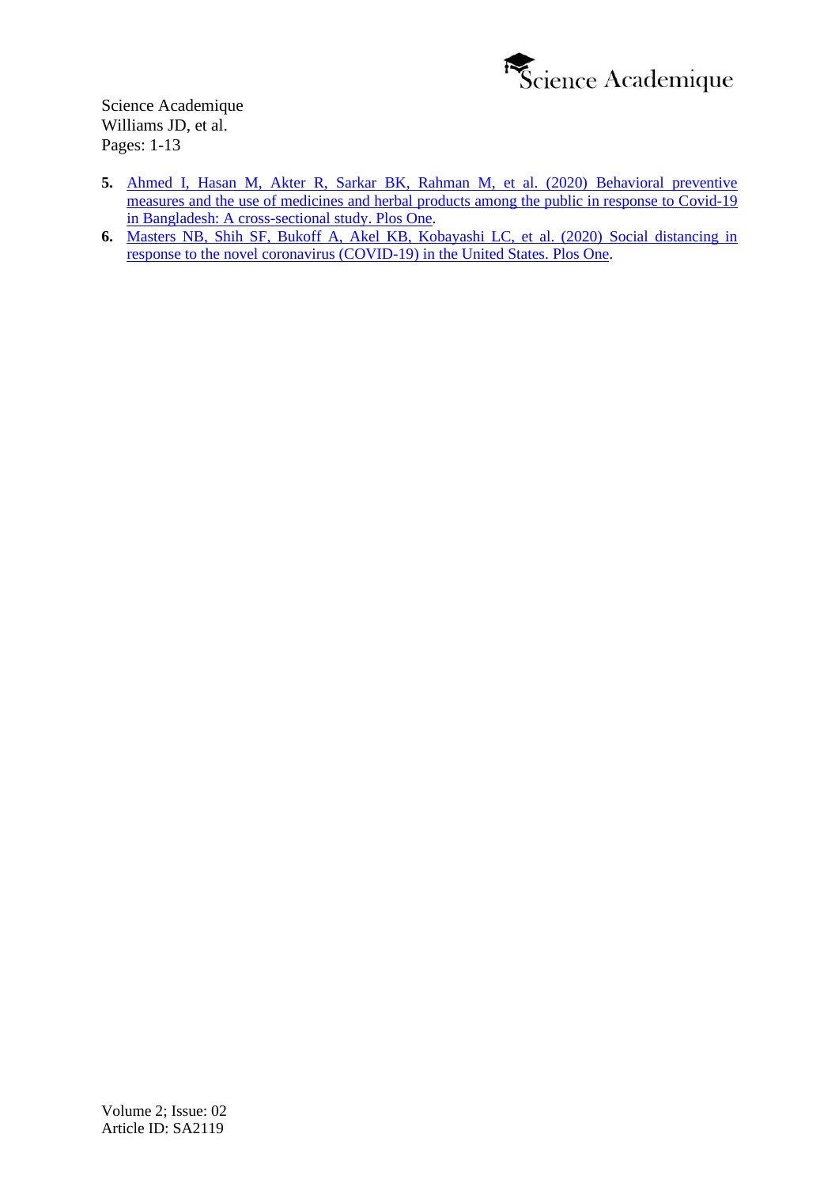5. Ahmed I, Hasan M, Akter R, Sarkar BK, Rahman M, et al. (2020) Behavioral preventive measures and the use of medicines and herbal products among the public in response to Covid-19 in Bangladesh: A cross-sectional study. Plos One.
6. Masters NB, Shih SF, Bukoff A, Akel KB, Kobayashi LC, et al. (2020) Social distancing in response to the novel coronavirus (COVID-19) in the United States. Plos One.